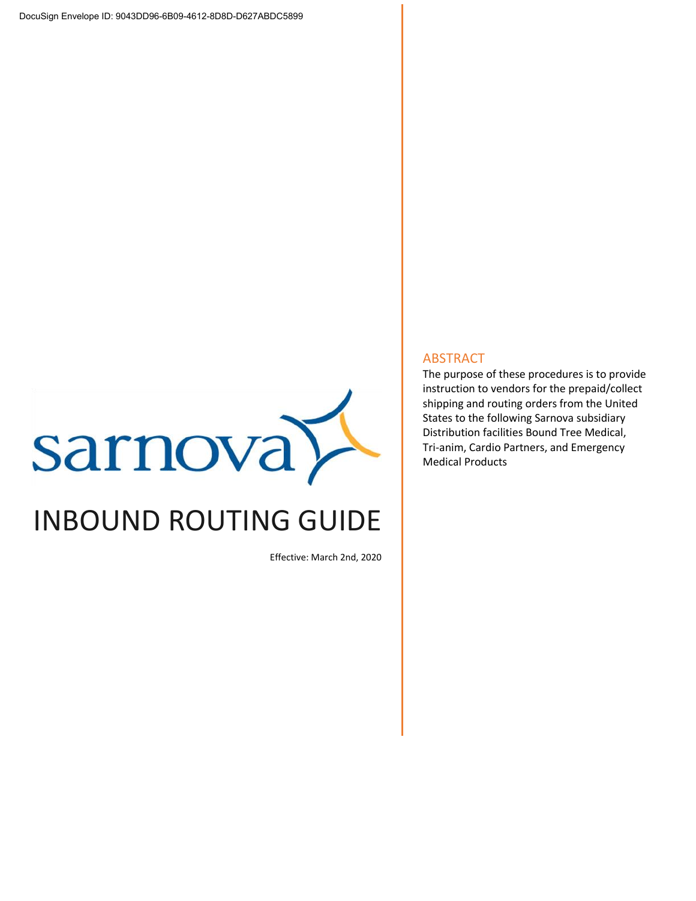DocuSign Envelope ID: 9043DD96-6B09-4612-8D8D-D627ABDC5899

sarnova

# INBOUND ROUTING GUIDE

Effective: March 2nd, 2020

## ABSTRACT

The purpose of these procedures is to provide instruction to vendors for the prepaid/collect shipping and routing orders from the United States to the following Sarnova subsidiary Distribution facilities Bound Tree Medical, Tri-anim, Cardio Partners, and Emergency Medical Products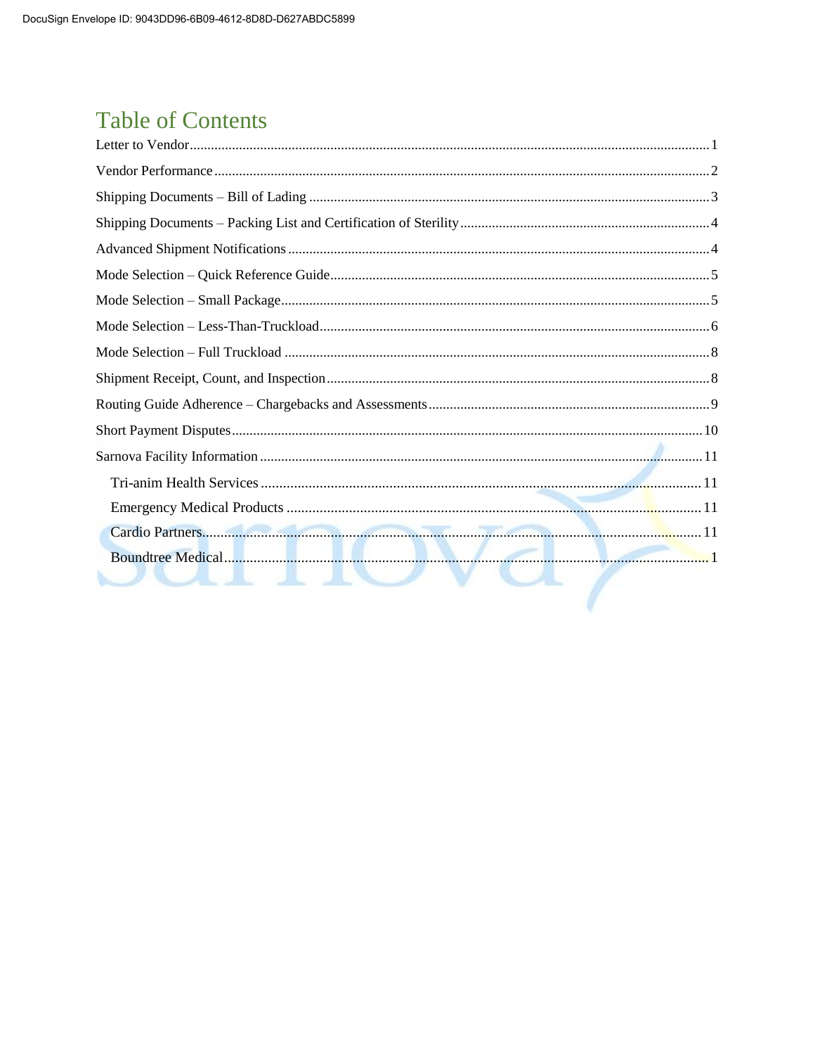# Table of Contents

Letter to Vendor ........................................................ 1

Vendor Performance ........................................................ 2

Shipping Documents – Bill of Lading ........................................................ 3

Shipping Documents – Packing List and Certification of Sterility ........................................................ 4

Advanced Shipment Notifications ........................................................ 4

Mode Selection – Quick Reference Guide ........................................................ 5

Mode Selection – Small Package ........................................................ 5

Mode Selection – Less-Than-Truckload ........................................................ 6

Mode Selection – Full Truckload ........................................................ 8

Shipment Receipt, Count, and Inspection ........................................................ 8

Routing Guide Adherence – Chargebacks and Assessments ........................................................ 9

Short Payment Disputes ........................................................ 10

Sarnova Facility Information ........................................................ 11

- Tri-anim Health Services ........................................................ 11
- Emergency Medical Products ........................................................ 11
- Cardio Partners ........................................................ 11
- Boundtree Medical ........................................................ 1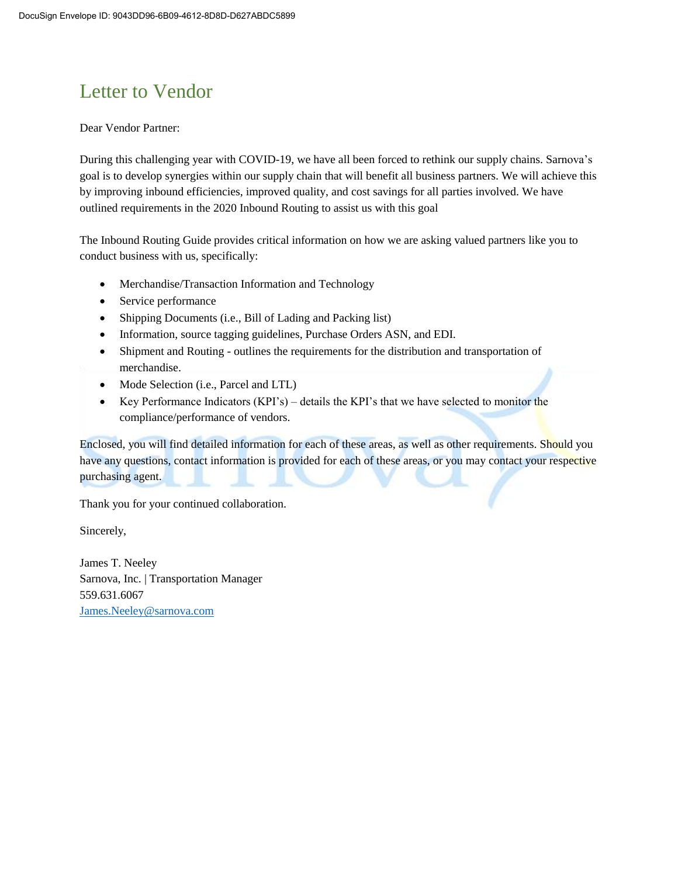# Letter to Vendor

Dear Vendor Partner:

During this challenging year with COVID-19, we have all been forced to rethink our supply chains. Sarnova's goal is to develop synergies within our supply chain that will benefit all business partners. We will achieve this by improving inbound efficiencies, improved quality, and cost savings for all parties involved. We have outlined requirements in the 2020 Inbound Routing to assist us with this goal

The Inbound Routing Guide provides critical information on how we are asking valued partners like you to conduct business with us, specifically:

- Merchandise/Transaction Information and Technology
- Service performance
- Shipping Documents (i.e., Bill of Lading and Packing list)
- Information, source tagging guidelines, Purchase Orders ASN, and EDI.
- Shipment and Routing - outlines the requirements for the distribution and transportation of merchandise.
- Mode Selection (i.e., Parcel and LTL)
- Key Performance Indicators (KPI's) – details the KPI's that we have selected to monitor the compliance/performance of vendors.

Enclosed, you will find detailed information for each of these areas, as well as other requirements. Should you have any questions, contact information is provided for each of these areas, or you may contact your respective purchasing agent.

Thank you for your continued collaboration.

Sincerely,

James T. Neeley
Sarnova, Inc. | Transportation Manager
559.631.6067
James.Neeley@sarnova.com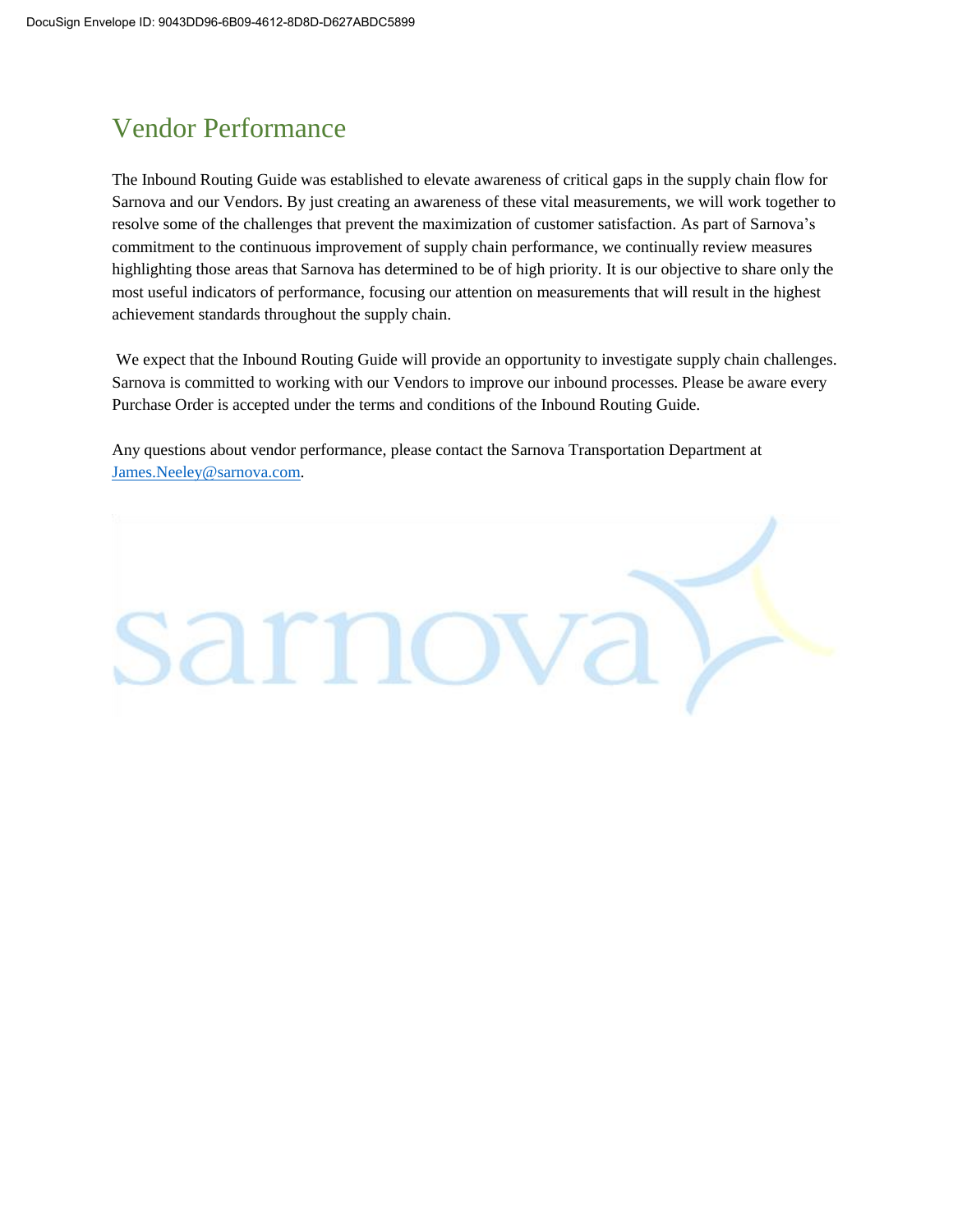# Vendor Performance

The Inbound Routing Guide was established to elevate awareness of critical gaps in the supply chain flow for Sarnova and our Vendors. By just creating an awareness of these vital measurements, we will work together to resolve some of the challenges that prevent the maximization of customer satisfaction. As part of Sarnova's commitment to the continuous improvement of supply chain performance, we continually review measures highlighting those areas that Sarnova has determined to be of high priority. It is our objective to share only the most useful indicators of performance, focusing our attention on measurements that will result in the highest achievement standards throughout the supply chain.

We expect that the Inbound Routing Guide will provide an opportunity to investigate supply chain challenges. Sarnova is committed to working with our Vendors to improve our inbound processes. Please be aware every Purchase Order is accepted under the terms and conditions of the Inbound Routing Guide.

Any questions about vendor performance, please contact the Sarnova Transportation Department at [James.Neeley@sarnova.com](mailto:James.Neeley@sarnova.com).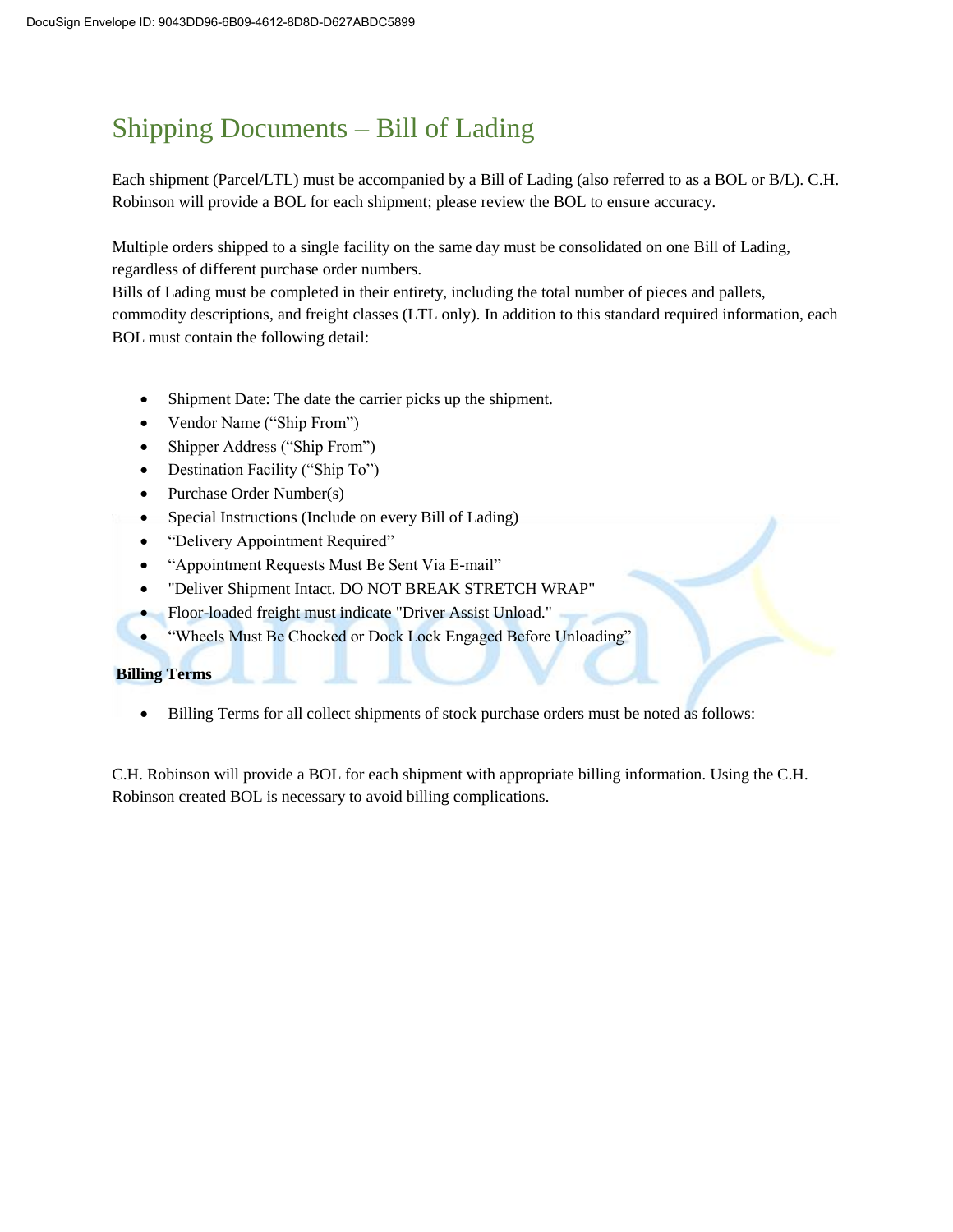# Shipping Documents – Bill of Lading

Each shipment (Parcel/LTL) must be accompanied by a Bill of Lading (also referred to as a BOL or B/L). C.H. Robinson will provide a BOL for each shipment; please review the BOL to ensure accuracy.

Multiple orders shipped to a single facility on the same day must be consolidated on one Bill of Lading, regardless of different purchase order numbers.
Bills of Lading must be completed in their entirety, including the total number of pieces and pallets, commodity descriptions, and freight classes (LTL only). In addition to this standard required information, each BOL must contain the following detail:

- Shipment Date: The date the carrier picks up the shipment.
- Vendor Name ("Ship From")
- Shipper Address ("Ship From")
- Destination Facility ("Ship To")
- Purchase Order Number(s)
- Special Instructions (Include on every Bill of Lading)
- "Delivery Appointment Required"
- "Appointment Requests Must Be Sent Via E-mail"
- "Deliver Shipment Intact. DO NOT BREAK STRETCH WRAP"
- Floor-loaded freight must indicate "Driver Assist Unload."
- "Wheels Must Be Chocked or Dock Lock Engaged Before Unloading"

**Billing Terms**

- Billing Terms for all collect shipments of stock purchase orders must be noted as follows:

C.H. Robinson will provide a BOL for each shipment with appropriate billing information. Using the C.H. Robinson created BOL is necessary to avoid billing complications.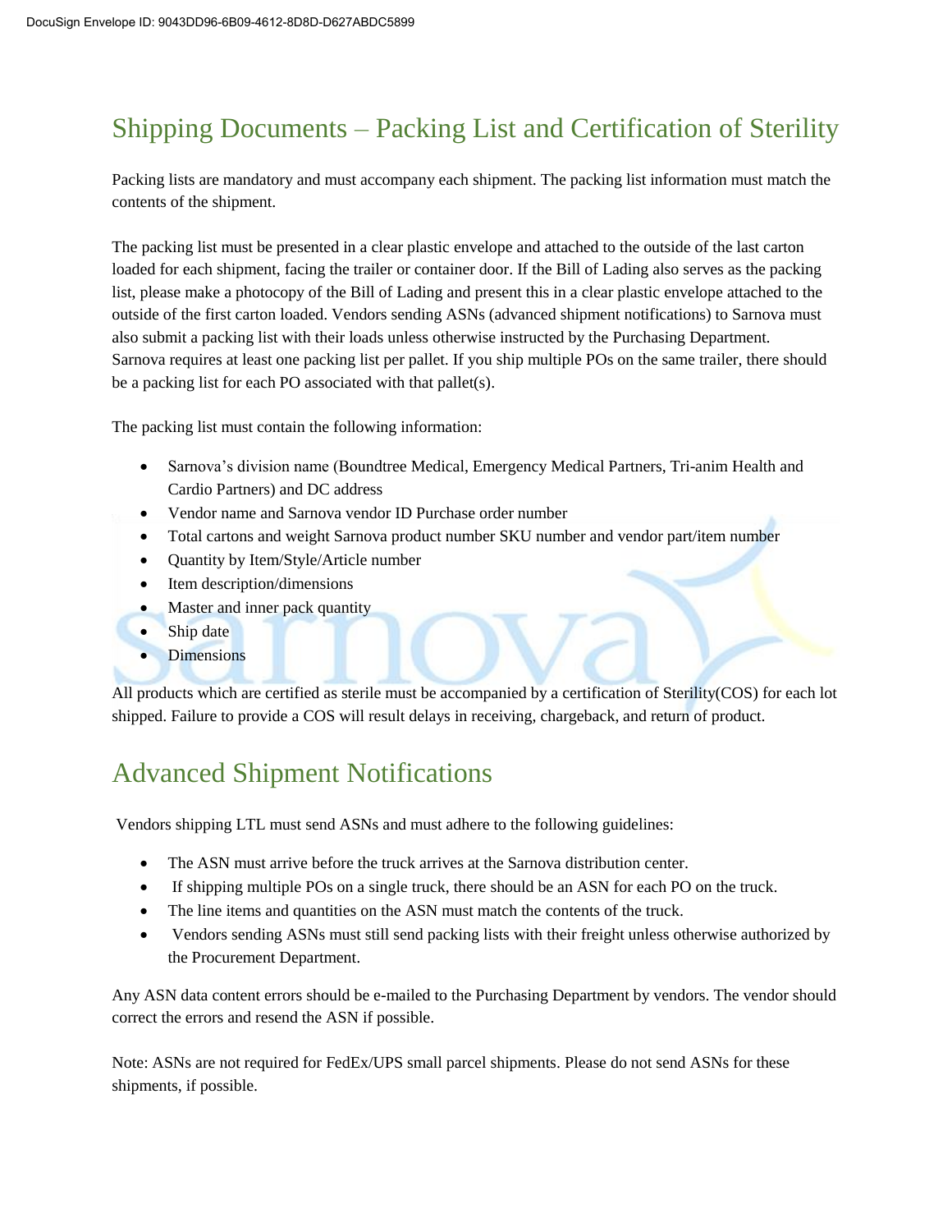## Shipping Documents – Packing List and Certification of Sterility

Packing lists are mandatory and must accompany each shipment. The packing list information must match the contents of the shipment.

The packing list must be presented in a clear plastic envelope and attached to the outside of the last carton loaded for each shipment, facing the trailer or container door. If the Bill of Lading also serves as the packing list, please make a photocopy of the Bill of Lading and present this in a clear plastic envelope attached to the outside of the first carton loaded. Vendors sending ASNs (advanced shipment notifications) to Sarnova must also submit a packing list with their loads unless otherwise instructed by the Purchasing Department. Sarnova requires at least one packing list per pallet. If you ship multiple POs on the same trailer, there should be a packing list for each PO associated with that pallet(s).

The packing list must contain the following information:

- Sarnova's division name (Boundtree Medical, Emergency Medical Partners, Tri-anim Health and Cardio Partners) and DC address
- Vendor name and Sarnova vendor ID Purchase order number
- Total cartons and weight Sarnova product number SKU number and vendor part/item number
- Quantity by Item/Style/Article number
- Item description/dimensions
- Master and inner pack quantity
- Ship date
- Dimensions

All products which are certified as sterile must be accompanied by a certification of Sterility(COS) for each lot shipped. Failure to provide a COS will result delays in receiving, chargeback, and return of product.

## Advanced Shipment Notifications

Vendors shipping LTL must send ASNs and must adhere to the following guidelines:

- The ASN must arrive before the truck arrives at the Sarnova distribution center.
- If shipping multiple POs on a single truck, there should be an ASN for each PO on the truck.
- The line items and quantities on the ASN must match the contents of the truck.
- Vendors sending ASNs must still send packing lists with their freight unless otherwise authorized by the Procurement Department.

Any ASN data content errors should be e-mailed to the Purchasing Department by vendors. The vendor should correct the errors and resend the ASN if possible.

Note: ASNs are not required for FedEx/UPS small parcel shipments. Please do not send ASNs for these shipments, if possible.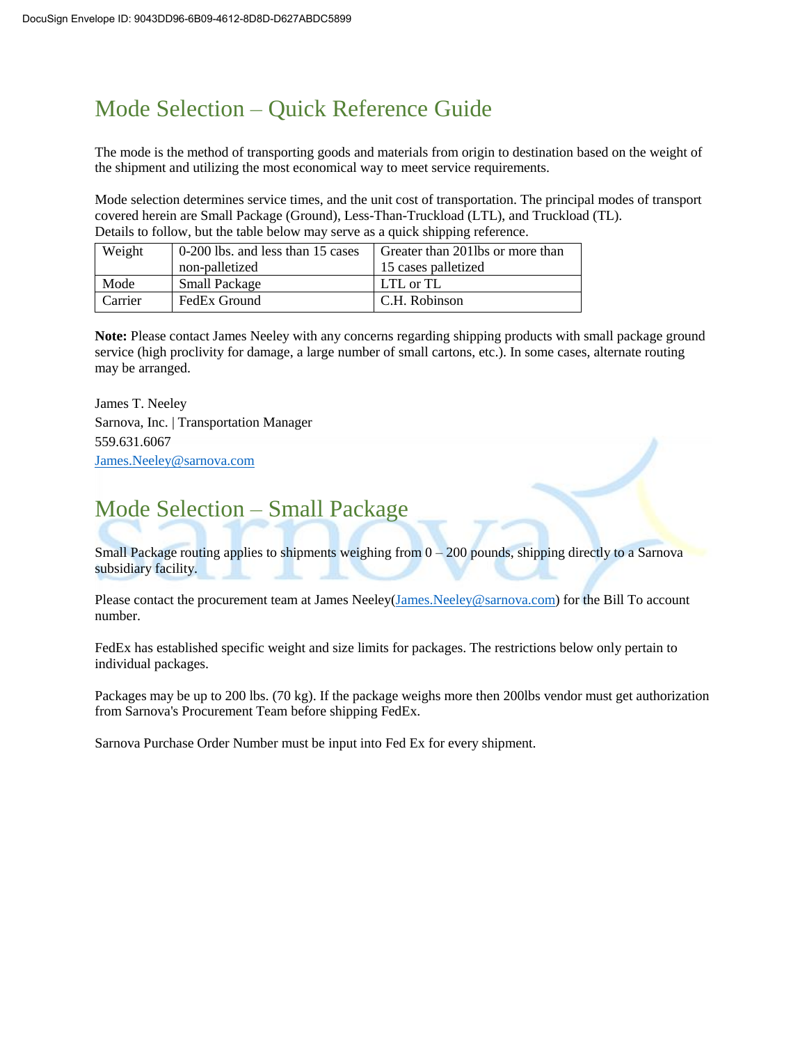# Mode Selection – Quick Reference Guide

The mode is the method of transporting goods and materials from origin to destination based on the weight of the shipment and utilizing the most economical way to meet service requirements.

Mode selection determines service times, and the unit cost of transportation. The principal modes of transport covered herein are Small Package (Ground), Less-Than-Truckload (LTL), and Truckload (TL). Details to follow, but the table below may serve as a quick shipping reference.

| Weight | 0-200 lbs. and less than 15 cases non-palletized | Greater than 201lbs or more than 15 cases palletized |
|---|---|---|
| Mode | Small Package | LTL or TL |
| Carrier | FedEx Ground | C.H. Robinson |

**Note:** Please contact James Neeley with any concerns regarding shipping products with small package ground service (high proclivity for damage, a large number of small cartons, etc.). In some cases, alternate routing may be arranged.

James T. Neeley
Sarnova, Inc. | Transportation Manager
559.631.6067
James.Neeley@sarnova.com

# Mode Selection – Small Package

Small Package routing applies to shipments weighing from 0 – 200 pounds, shipping directly to a Sarnova subsidiary facility.

Please contact the procurement team at James Neeley(James.Neeley@sarnova.com) for the Bill To account number.

FedEx has established specific weight and size limits for packages. The restrictions below only pertain to individual packages.

Packages may be up to 200 lbs. (70 kg). If the package weighs more then 200lbs vendor must get authorization from Sarnova's Procurement Team before shipping FedEx.

Sarnova Purchase Order Number must be input into Fed Ex for every shipment.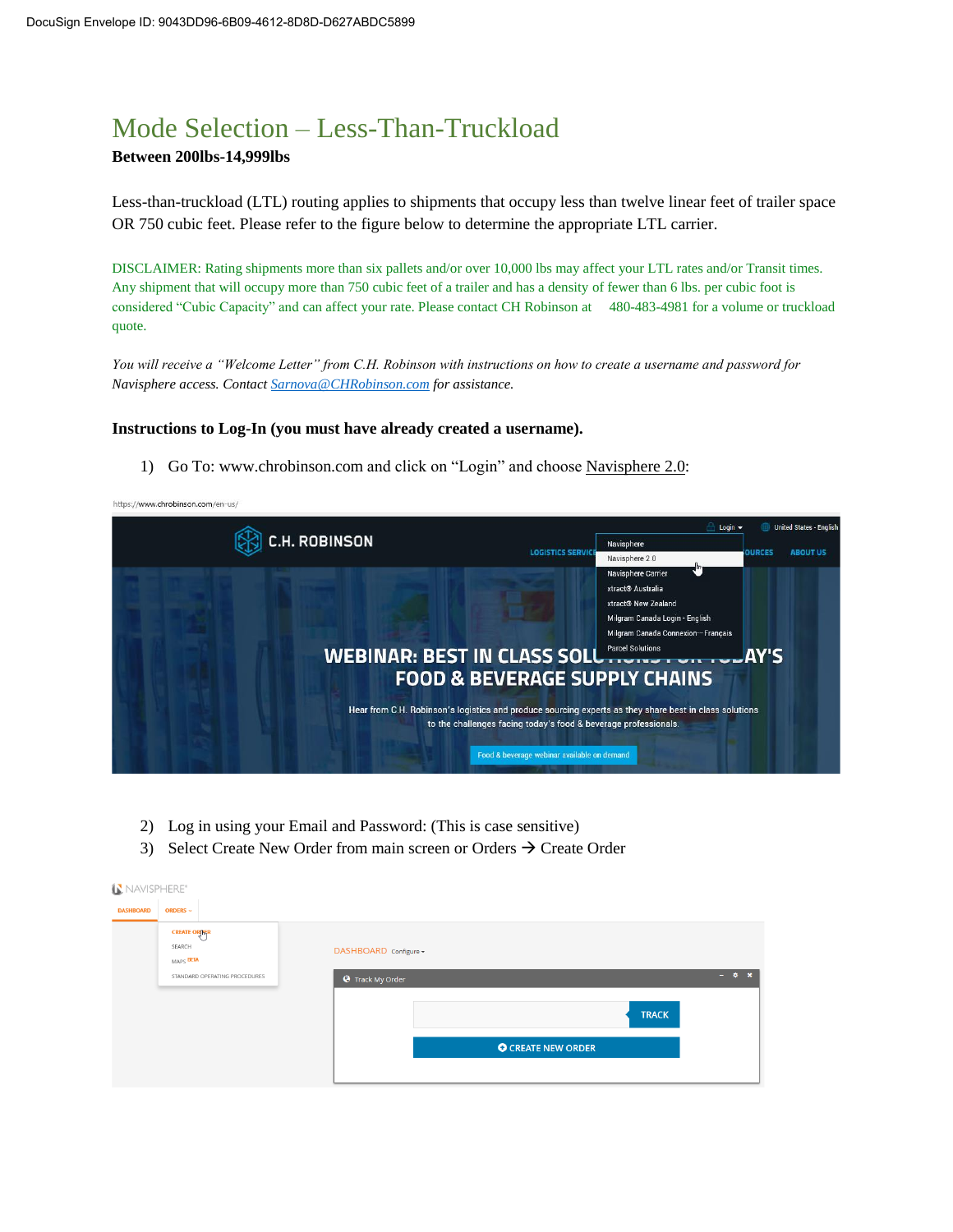# Mode Selection – Less-Than-Truckload

**Between 200lbs-14,999lbs**

Less-than-truckload (LTL) routing applies to shipments that occupy less than twelve linear feet of trailer space OR 750 cubic feet. Please refer to the figure below to determine the appropriate LTL carrier.

DISCLAIMER: Rating shipments more than six pallets and/or over 10,000 lbs may affect your LTL rates and/or Transit times. Any shipment that will occupy more than 750 cubic feet of a trailer and has a density of fewer than 6 lbs. per cubic foot is considered "Cubic Capacity" and can affect your rate. Please contact CH Robinson at 480-483-4981 for a volume or truckload quote.

*You will receive a "Welcome Letter" from C.H. Robinson with instructions on how to create a username and password for Navisphere access. Contact [Sarnova@CHRobinson.com](mailto:Sarnova@CHRobinson.com) for assistance.*

**Instructions to Log-In (you must have already created a username).**

1) Go To: www.chrobinson.com and click on "Login" and choose Navisphere 2.0:

2) Log in using your Email and Password: (This is case sensitive)
3) Select Create New Order from main screen or Orders → Create Order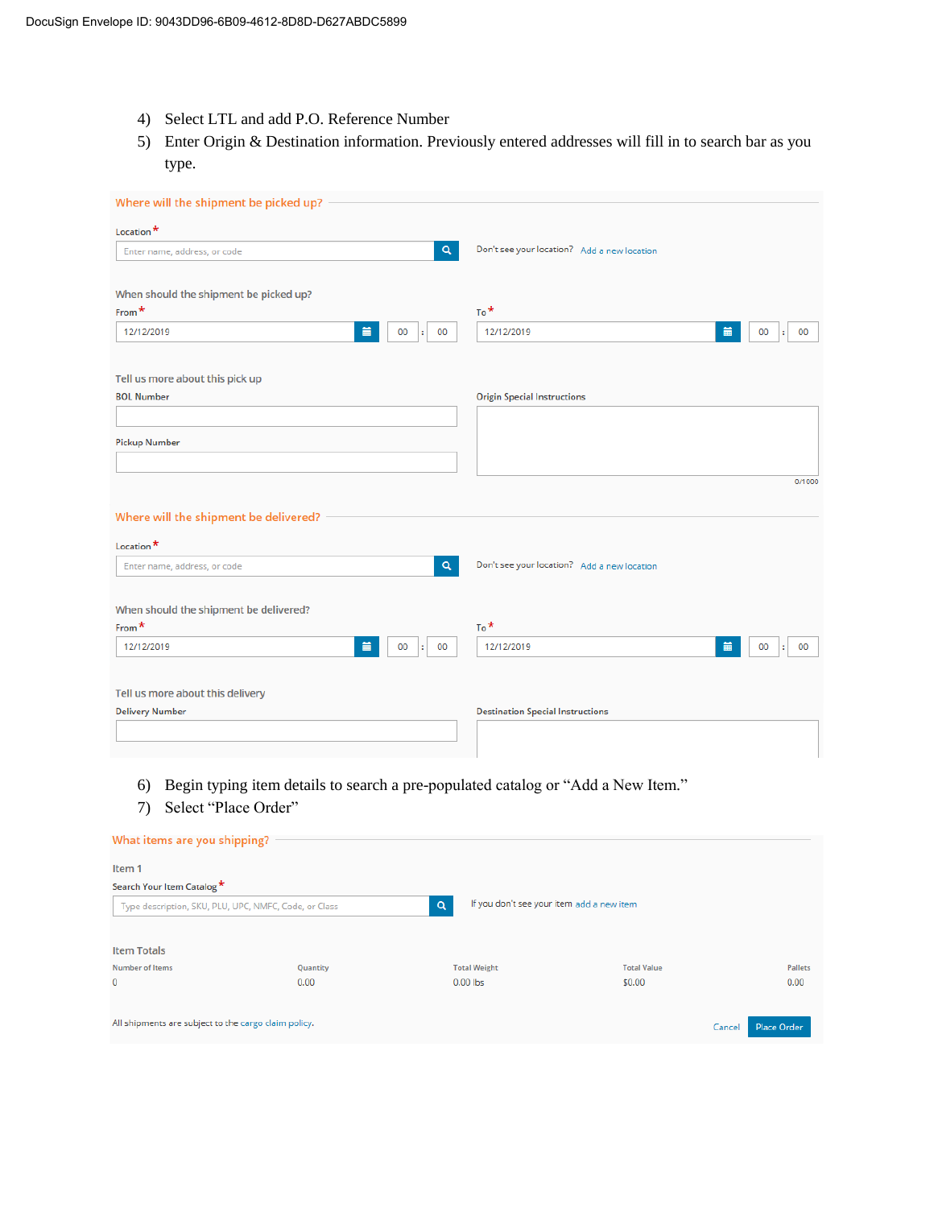4) Select LTL and add P.O. Reference Number
5) Enter Origin & Destination information. Previously entered addresses will fill in to search bar as you type.

**Where will the shipment be picked up?**

Location *

Enter name, address, or code

Don't see your location? Add a new location

When should the shipment be picked up?

From * 12/12/2019 00 : 00

To * 12/12/2019 00 : 00

Tell us more about this pick up

BOL Number

Origin Special Instructions

Pickup Number

0/1000

**Where will the shipment be delivered?**

Location *

Enter name, address, or code

Don't see your location? Add a new location

When should the shipment be delivered?

From * 12/12/2019 00 : 00

To * 12/12/2019 00 : 00

Tell us more about this delivery

Delivery Number

Destination Special Instructions

6) Begin typing item details to search a pre-populated catalog or "Add a New Item."
7) Select "Place Order"

**What items are you shipping?**

Item 1

Search Your Item Catalog *

Type description, SKU, PLU, UPC, NMFC, Code, or Class

If you don't see your item add a new item

Item Totals

| Number of Items | Quantity | Total Weight | Total Value | Pallets |
|---|---|---|---|---|
| 0 | 0.00 | 0.00 lbs | $0.00 | 0.00 |

All shipments are subject to the cargo claim policy.

Cancel Place Order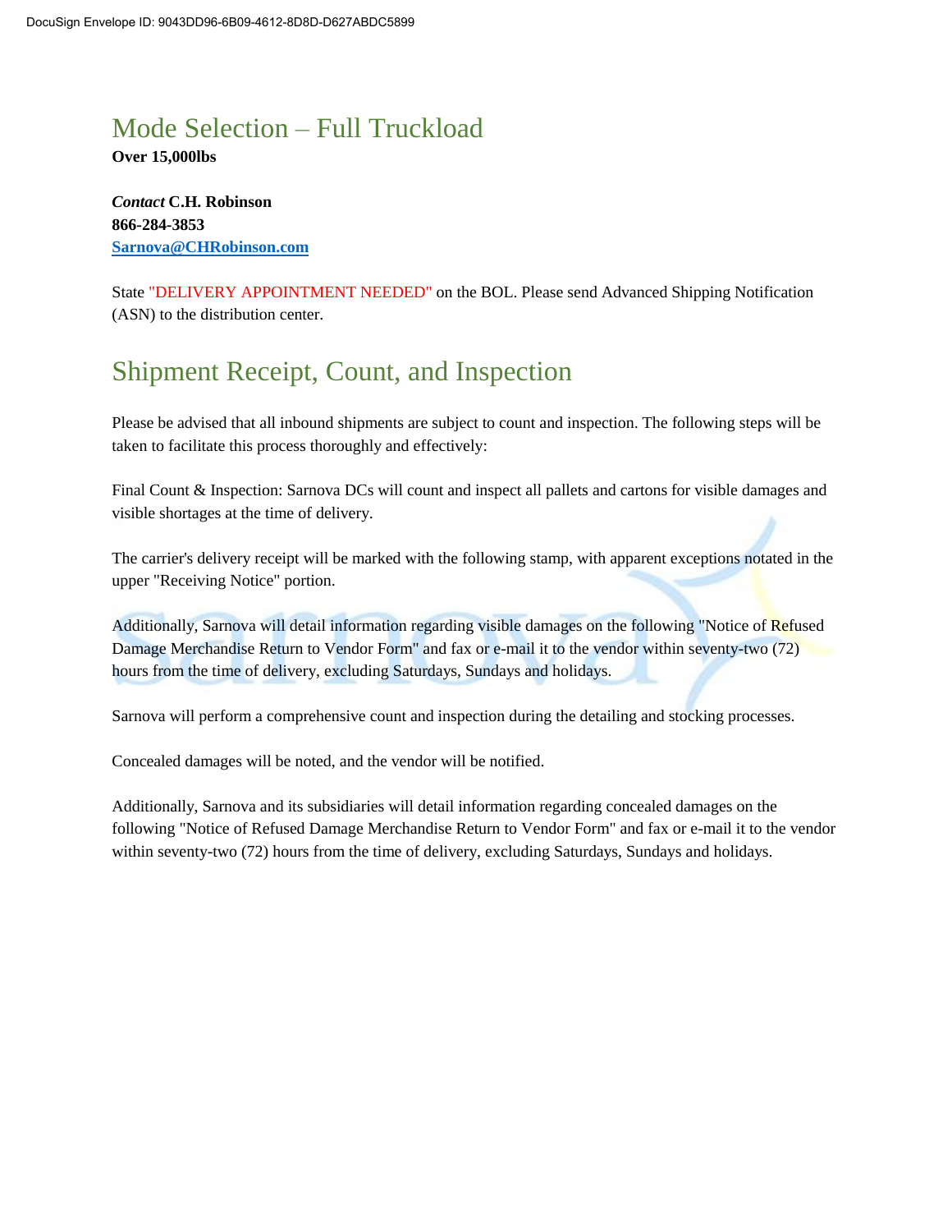## Mode Selection – Full Truckload

**Over 15,000lbs**

***Contact* C.H. Robinson**
**866-284-3853**
**[Sarnova@CHRobinson.com](mailto:Sarnova@CHRobinson.com)**

State "DELIVERY APPOINTMENT NEEDED" on the BOL. Please send Advanced Shipping Notification (ASN) to the distribution center.

## Shipment Receipt, Count, and Inspection

Please be advised that all inbound shipments are subject to count and inspection. The following steps will be taken to facilitate this process thoroughly and effectively:

Final Count & Inspection: Sarnova DCs will count and inspect all pallets and cartons for visible damages and visible shortages at the time of delivery.

The carrier's delivery receipt will be marked with the following stamp, with apparent exceptions notated in the upper "Receiving Notice" portion.

Additionally, Sarnova will detail information regarding visible damages on the following "Notice of Refused Damage Merchandise Return to Vendor Form" and fax or e-mail it to the vendor within seventy-two (72) hours from the time of delivery, excluding Saturdays, Sundays and holidays.

Sarnova will perform a comprehensive count and inspection during the detailing and stocking processes.

Concealed damages will be noted, and the vendor will be notified.

Additionally, Sarnova and its subsidiaries will detail information regarding concealed damages on the following "Notice of Refused Damage Merchandise Return to Vendor Form" and fax or e-mail it to the vendor within seventy-two (72) hours from the time of delivery, excluding Saturdays, Sundays and holidays.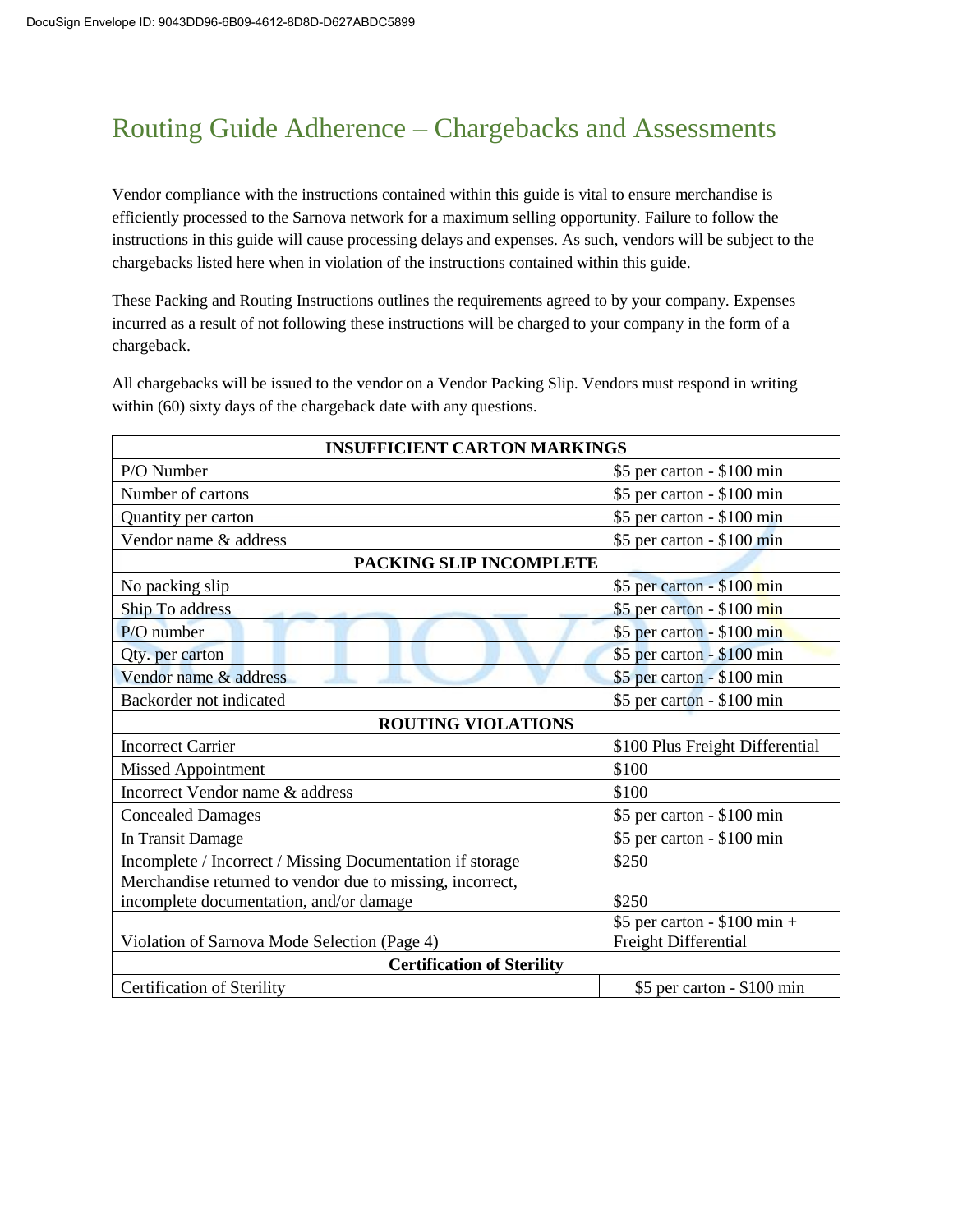# Routing Guide Adherence – Chargebacks and Assessments

Vendor compliance with the instructions contained within this guide is vital to ensure merchandise is efficiently processed to the Sarnova network for a maximum selling opportunity. Failure to follow the instructions in this guide will cause processing delays and expenses. As such, vendors will be subject to the chargebacks listed here when in violation of the instructions contained within this guide.

These Packing and Routing Instructions outlines the requirements agreed to by your company. Expenses incurred as a result of not following these instructions will be charged to your company in the form of a chargeback.

All chargebacks will be issued to the vendor on a Vendor Packing Slip. Vendors must respond in writing within (60) sixty days of the chargeback date with any questions.

| **INSUFFICIENT CARTON MARKINGS** | |
|---|---|
| P/O Number | $5 per carton - $100 min |
| Number of cartons | $5 per carton - $100 min |
| Quantity per carton | $5 per carton - $100 min |
| Vendor name & address | $5 per carton - $100 min |
| **PACKING SLIP INCOMPLETE** | |
| No packing slip | $5 per carton - $100 min |
| Ship To address | $5 per carton - $100 min |
| P/O number | $5 per carton - $100 min |
| Qty. per carton | $5 per carton - $100 min |
| Vendor name & address | $5 per carton - $100 min |
| Backorder not indicated | $5 per carton - $100 min |
| **ROUTING VIOLATIONS** | |
| Incorrect Carrier | $100 Plus Freight Differential |
| Missed Appointment | $100 |
| Incorrect Vendor name & address | $100 |
| Concealed Damages | $5 per carton - $100 min |
| In Transit Damage | $5 per carton - $100 min |
| Incomplete / Incorrect / Missing Documentation if storage | $250 |
| Merchandise returned to vendor due to missing, incorrect, incomplete documentation, and/or damage | $250 |
| Violation of Sarnova Mode Selection (Page 4) | $5 per carton - $100 min + Freight Differential |
| **Certification of Sterility** | |
| Certification of Sterility | $5 per carton - $100 min |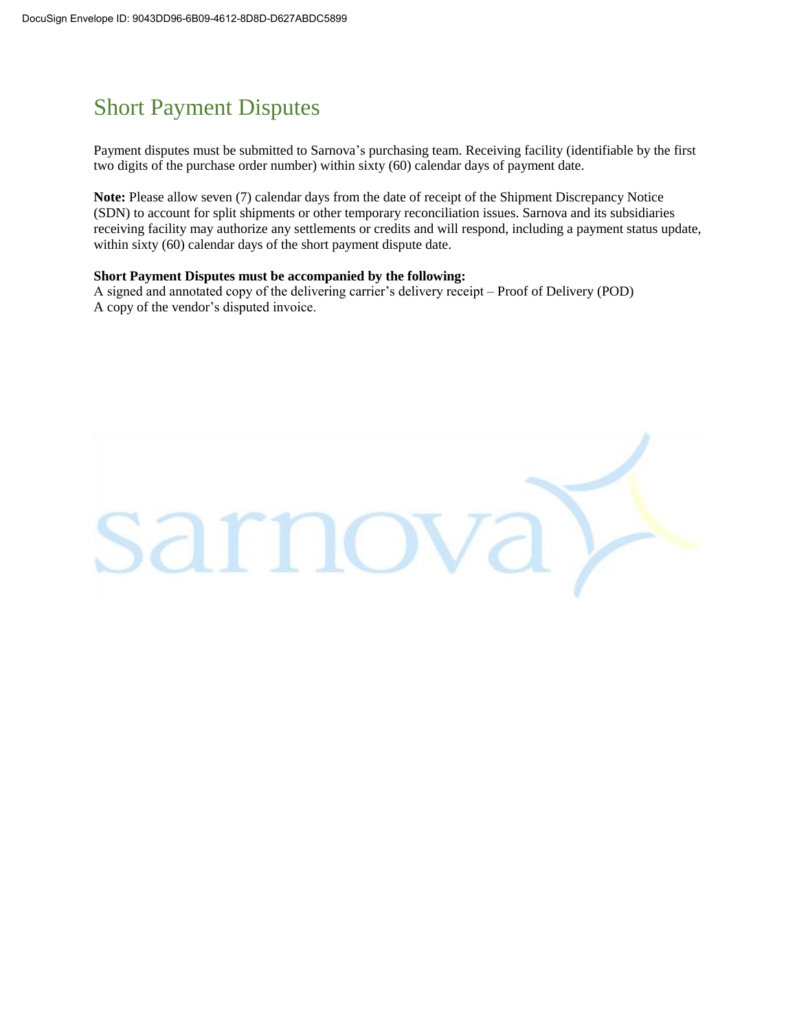## Short Payment Disputes

Payment disputes must be submitted to Sarnova's purchasing team. Receiving facility (identifiable by the first two digits of the purchase order number) within sixty (60) calendar days of payment date.

**Note:** Please allow seven (7) calendar days from the date of receipt of the Shipment Discrepancy Notice (SDN) to account for split shipments or other temporary reconciliation issues. Sarnova and its subsidiaries receiving facility may authorize any settlements or credits and will respond, including a payment status update, within sixty (60) calendar days of the short payment dispute date.

**Short Payment Disputes must be accompanied by the following:**
A signed and annotated copy of the delivering carrier's delivery receipt – Proof of Delivery (POD)
A copy of the vendor's disputed invoice.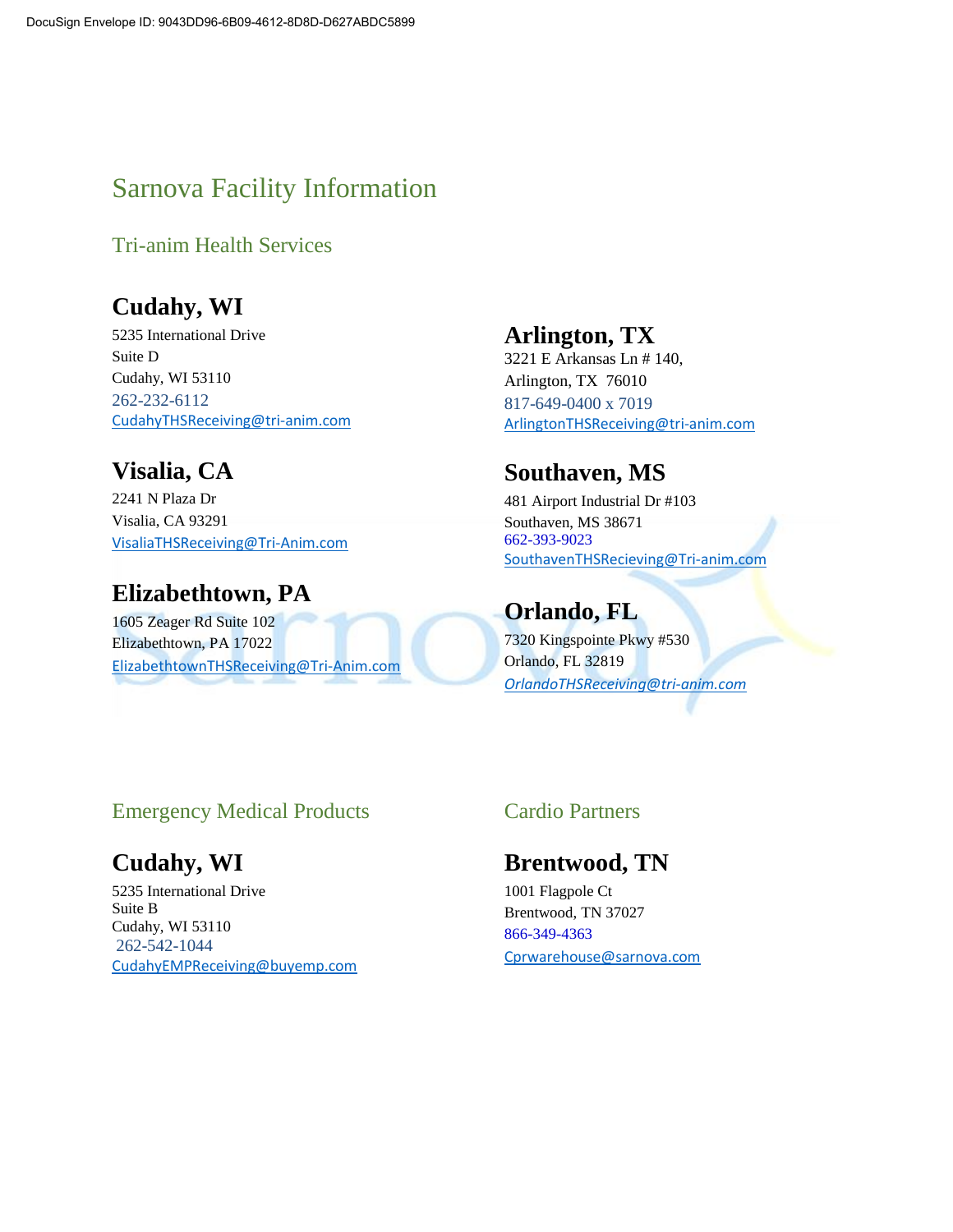# Sarnova Facility Information

## Tri-anim Health Services

### Cudahy, WI

5235 International Drive
Suite D
Cudahy, WI 53110
262-232-6112
CudahyTHSReceiving@tri-anim.com

### Arlington, TX

3221 E Arkansas Ln # 140,
Arlington, TX 76010
817-649-0400 x 7019
ArlingtonTHSReceiving@tri-anim.com

### Visalia, CA

2241 N Plaza Dr
Visalia, CA 93291
VisaliaTHSReceiving@Tri-Anim.com

### Southaven, MS

481 Airport Industrial Dr #103
Southaven, MS 38671
662-393-9023
SouthavenTHSRecieving@Tri-anim.com

### Elizabethtown, PA

1605 Zeager Rd Suite 102
Elizabethtown, PA 17022
ElizabethtownTHSReceiving@Tri-Anim.com

### Orlando, FL

7320 Kingspointe Pkwy #530
Orlando, FL 32819
*OrlandoTHSReceiving@tri-anim.com*

## Emergency Medical Products

### Cudahy, WI

5235 International Drive
Suite B
Cudahy, WI 53110
262-542-1044
CudahyEMPReceiving@buyemp.com

## Cardio Partners

### Brentwood, TN

1001 Flagpole Ct
Brentwood, TN 37027
866-349-4363
Cprwarehouse@sarnova.com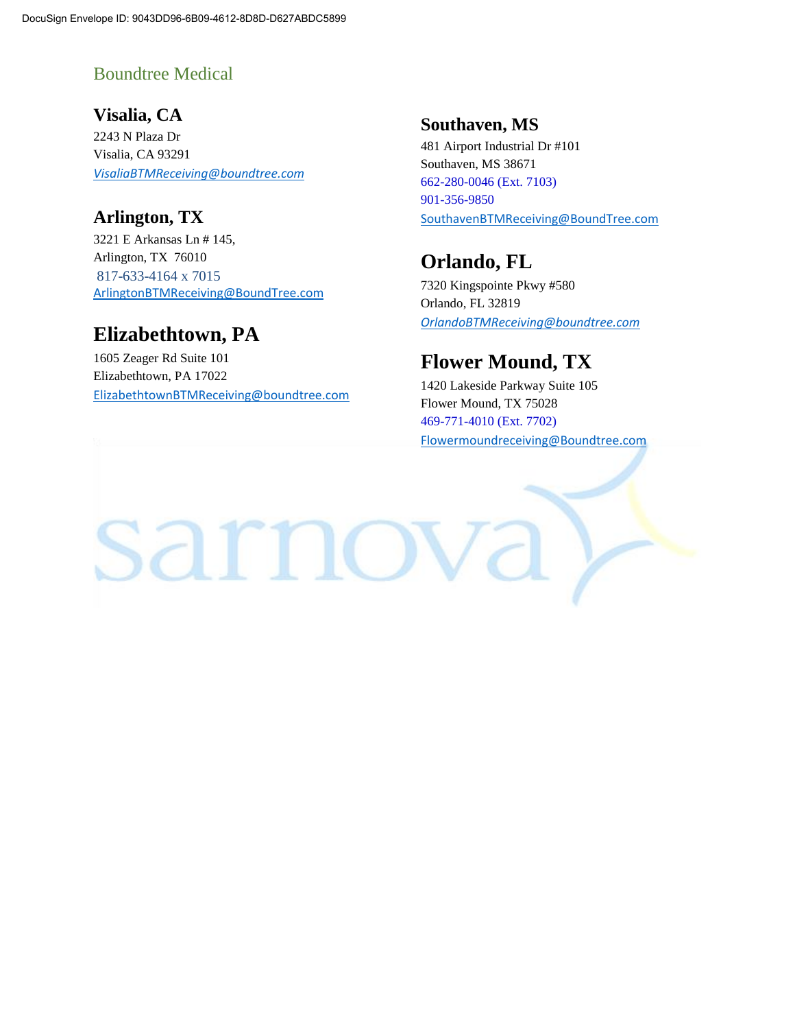## Boundtree Medical

### Visalia, CA

2243 N Plaza Dr
Visalia, CA 93291
*VisaliaBTMReceiving@boundtree.com*

### Arlington, TX

3221 E Arkansas Ln # 145,
Arlington, TX 76010
817-633-4164 x 7015
ArlingtonBTMReceiving@BoundTree.com

### Elizabethtown, PA

1605 Zeager Rd Suite 101
Elizabethtown, PA 17022
ElizabethtownBTMReceiving@boundtree.com

### Southaven, MS

481 Airport Industrial Dr #101
Southaven, MS 38671
662-280-0046 (Ext. 7103)
901-356-9850
SouthavenBTMReceiving@BoundTree.com

### Orlando, FL

7320 Kingspointe Pkwy #580
Orlando, FL 32819
*OrlandoBTMReceiving@boundtree.com*

### Flower Mound, TX

1420 Lakeside Parkway Suite 105
Flower Mound, TX 75028
469-771-4010 (Ext. 7702)
Flowermoundreceiving@Boundtree.com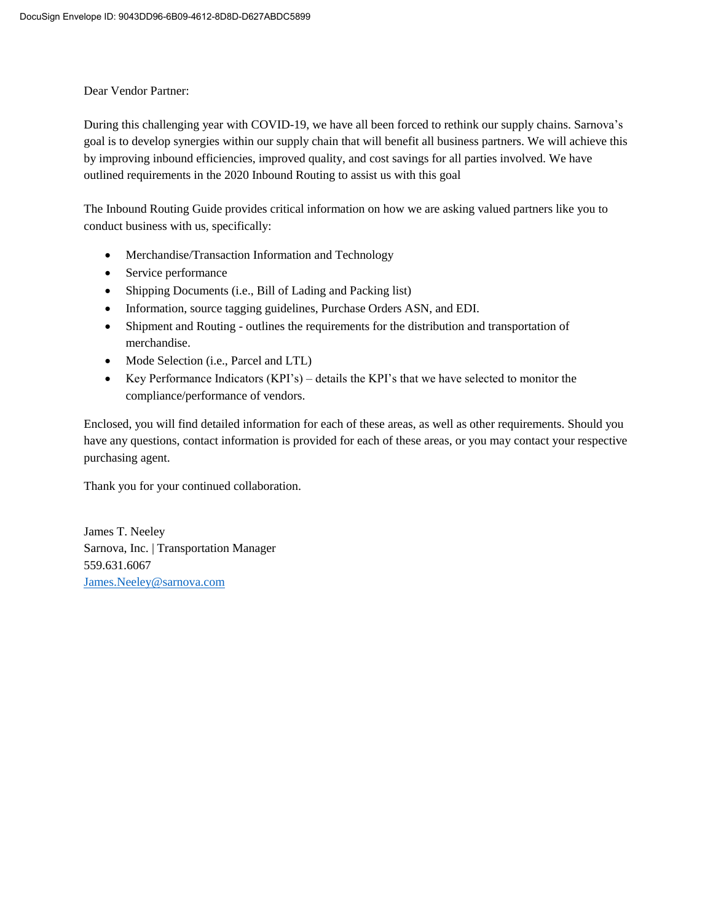Dear Vendor Partner:

During this challenging year with COVID-19, we have all been forced to rethink our supply chains. Sarnova's goal is to develop synergies within our supply chain that will benefit all business partners. We will achieve this by improving inbound efficiencies, improved quality, and cost savings for all parties involved. We have outlined requirements in the 2020 Inbound Routing to assist us with this goal

The Inbound Routing Guide provides critical information on how we are asking valued partners like you to conduct business with us, specifically:

- Merchandise/Transaction Information and Technology
- Service performance
- Shipping Documents (i.e., Bill of Lading and Packing list)
- Information, source tagging guidelines, Purchase Orders ASN, and EDI.
- Shipment and Routing - outlines the requirements for the distribution and transportation of merchandise.
- Mode Selection (i.e., Parcel and LTL)
- Key Performance Indicators (KPI's) – details the KPI's that we have selected to monitor the compliance/performance of vendors.

Enclosed, you will find detailed information for each of these areas, as well as other requirements. Should you have any questions, contact information is provided for each of these areas, or you may contact your respective purchasing agent.

Thank you for your continued collaboration.

James T. Neeley
Sarnova, Inc. | Transportation Manager
559.631.6067
James.Neeley@sarnova.com